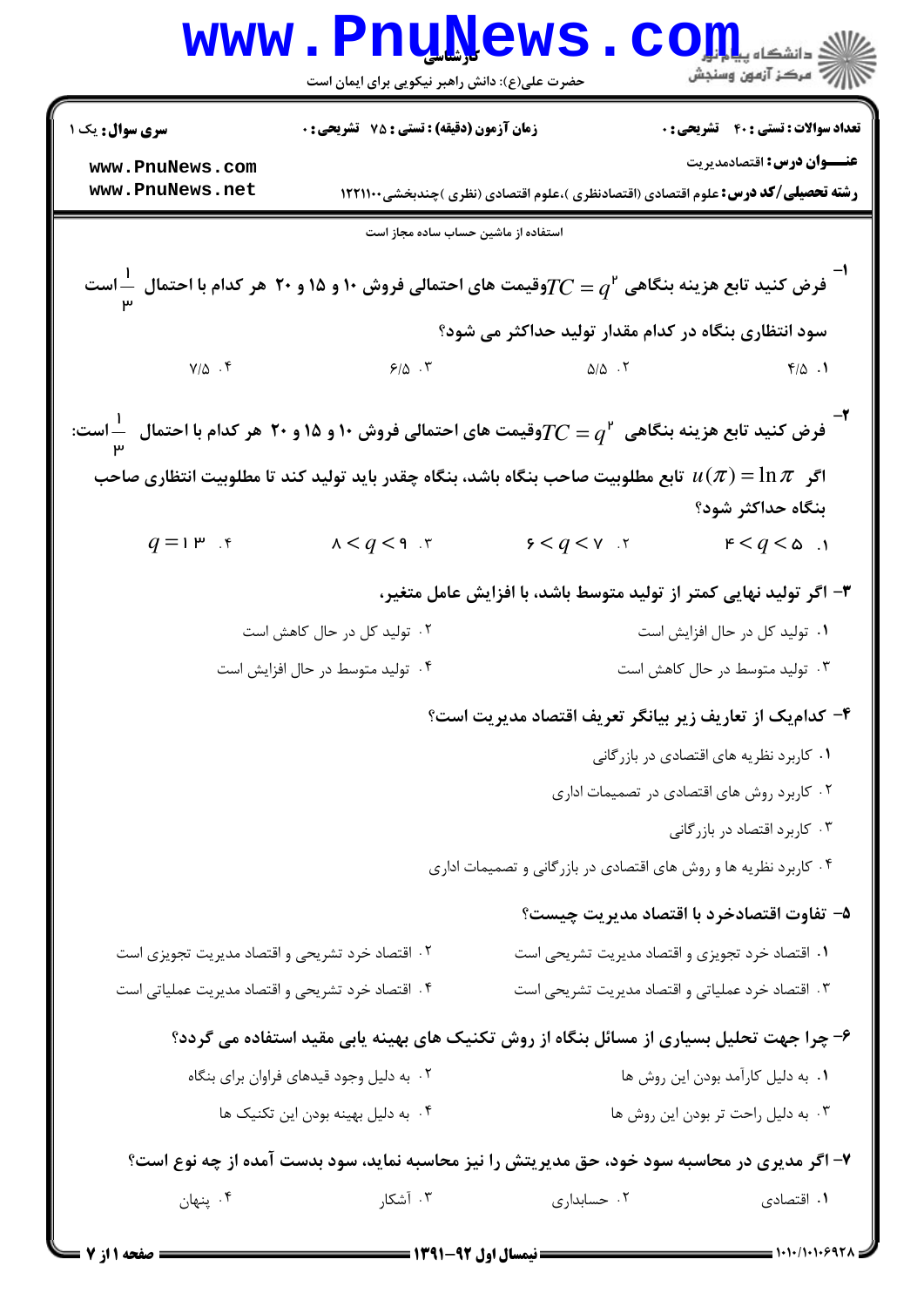کارشناسی

حضرت علی(ع): دانش راهبر نیکویی برای ایمان است

دانشگاه پیام نور
مرکز آزمون وسنجش

**سری سوال:** یک ۱

**زمان آزمون (دقیقه) : تستی : ۷۵ تشریحی : ۰**

**تعداد سوالات : تستی : ۴۰ تشریحی : ۰**

**عنـــوان درس:** اقتصادمدیریت

**رشته تحصیلی/کد درس:** علوم اقتصادی (اقتصادنظری )،علوم اقتصادی (نظری )چندبخشی۱۲۲۱۱۰۰

استفاده از ماشین حساب ساده مجاز است

**۱- فرض کنید تابع هزینه بنگاهی $TC = q^2$ وقیمت های احتمالی فروش ۱۰ و ۱۵ و ۲۰ هر کدام با احتمال $\frac{1}{3}$ است سود انتظاری بنگاه در کدام مقدار تولید حداکثر می شود؟**

۱. ۴/۵

۲. ۵/۵

۳. ۶/۵

۴. ۷/۵

**۲- فرض کنید تابع هزینه بنگاهی $TC = q^2$ وقیمت های احتمالی فروش ۱۰ و ۱۵ و ۲۰ هر کدام با احتمال $\frac{1}{3}$ است: اگر $u(\pi) = \ln \pi$ تابع مطلوبیت صاحب بنگاه باشد، بنگاه چقدر باید تولید کند تا مطلوبیت انتظاری صاحب بنگاه حداکثر شود؟**

۱. $4 < q < 5$

۲. $6 < q < 7$

۳. $8 < q < 9$

۴. $q = 13$

**۳- اگر تولید نهایی کمتر از تولید متوسط باشد، با افزایش عامل متغیر،**

۱. تولید کل در حال افزایش است

۲. تولید کل در حال کاهش است

۳. تولید متوسط در حال کاهش است

۴. تولید متوسط در حال افزایش است

**۴- کدام‌یک از تعاریف زیر بیانگر تعریف اقتصاد مدیریت است؟**

۱. کاربرد نظریه های اقتصادی در بازرگانی

۲. کاربرد روش های اقتصادی در تصمیمات اداری

۳. کاربرد اقتصاد در بازرگانی

۴. کاربرد نظریه ها و روش های اقتصادی در بازرگانی و تصمیمات اداری

**۵- تفاوت اقتصادخرد با اقتصاد مدیریت چیست؟**

۱. اقتصاد خرد تجویزی و اقتصاد مدیریت تشریحی است

۲. اقتصاد خرد تشریحی و اقتصاد مدیریت تجویزی است

۳. اقتصاد خرد عملیاتی و اقتصاد مدیریت تشریحی است

۴. اقتصاد خرد تشریحی و اقتصاد مدیریت عملیاتی است

**۶- چرا جهت تحلیل بسیاری از مسائل بنگاه از روش تکنیک های بهینه یابی مقید استفاده می گردد؟**

۱. به دلیل کارآمد بودن این روش ها

۲. به دلیل وجود قیدهای فراوان برای بنگاه

۳. به دلیل راحت تر بودن این روش ها

۴. به دلیل بهینه بودن این تکنیک ها

**۷- اگر مدیری در محاسبه سود خود، حق مدیریتش را نیز محاسبه نماید، سود بدست آمده از چه نوع است؟**

۱. اقتصادی

۲. حسابداری

۳. آشکار

۴. پنهان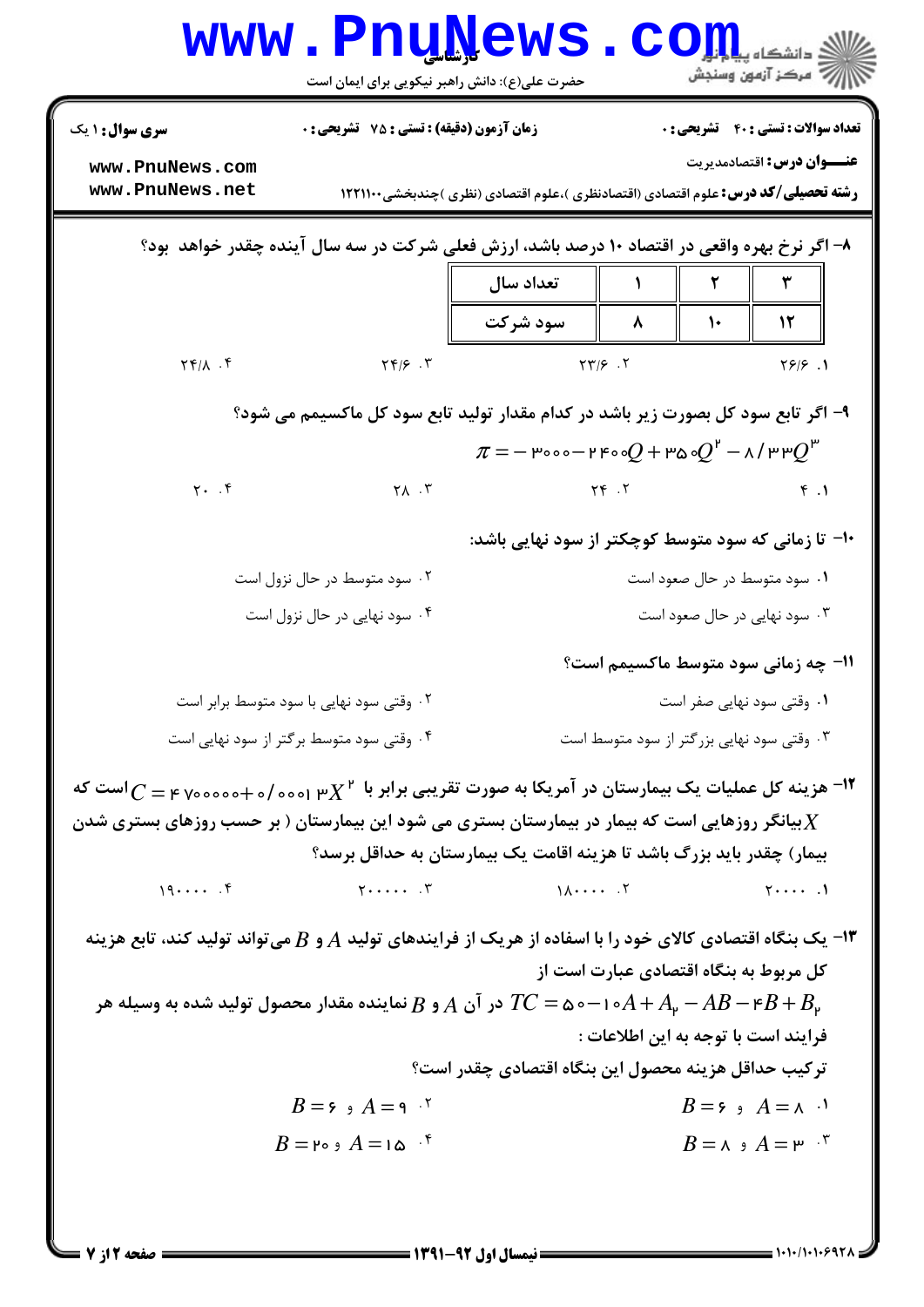**سری سوال:** ۱ یک

**زمان آزمون (دقیقه) : تستی : ۷۵ تشریحی : ۰**

**تعداد سوالات : تستی : ۴۰ تشریحی : ۰**

**عنـــوان درس:** اقتصادمدیریت

**رشته تحصیلی/کد درس:** علوم اقتصادی (اقتصادنظری )،علوم اقتصادی (نظری )چندبخشی۱۲۲۱۱۰۰

۸- اگر نرخ بهره واقعی در اقتصاد ۱۰ درصد باشد، ارزش فعلی شرکت در سه سال آینده چقدر خواهد بود؟

| تعداد سال | ۱ | ۲ | ۳ |
|---|---|---|---|
| سود شرکت | ۸ | ۱۰ | ۱۲ |

۱. ۲۶/۶
۲. ۲۳/۶
۳. ۲۴/۶
۴. ۲۴/۸

۹- اگر تابع سود کل بصورت زیر باشد در کدام مقدار تولید تابع سود کل ماکسیمم می شود؟

$$\pi = -3000 - 2400Q + 350Q^2 - 8/33Q^3$$

۱. ۴
۲. ۲۴
۳. ۲۸
۴. ۲۰

۱۰- تا زمانی که سود متوسط کوچکتر از سود نهایی باشد:

۱. سود متوسط در حال صعود است
۲. سود متوسط در حال نزول است
۳. سود نهایی در حال صعود است
۴. سود نهایی در حال نزول است

۱۱- چه زمانی سود متوسط ماکسیمم است؟

۱. وقتی سود نهایی صفر است
۲. وقتی سود نهایی با سود متوسط برابر است
۳. وقتی سود نهایی بزرگتر از سود متوسط است
۴. وقتی سود متوسط برگتر از سود نهایی است

۱۲- هزینه کل عملیات یک بیمارستان در آمریکا به صورت تقریبی برابر با $C = 4700000 + 0/0001 3X^2$ است که $X$ بیانگر روزهایی است که بیمار در بیمارستان بستری می شود این بیمارستان ( بر حسب روزهای بستری شدن بیمار) چقدر باید بزرگ باشد تا هزینه اقامت یک بیمارستان به حداقل برسد؟

۱. ۲۰۰۰۰
۲. ۱۸۰۰۰۰
۳. ۲۰۰۰۰۰
۴. ۱۹۰۰۰۰

۱۳- یک بنگاه اقتصادی کالای خود را با اسفاده از هریک از فرایندهای تولید $A$ و $B$ می‌تواند تولید کند، تابع هزینه کل مربوط به بنگاه اقتصادی عبارت است از

$TC = 50 - 10A + A_2 - AB - 4B + B_2$ در آن $A$ و $B$ نماینده مقدار محصول تولید شده به وسیله هر فرایند است با توجه به این اطلاعات :

ترکیب حداقل هزینه محصول این بنگاه اقتصادی چقدر است؟

۱. $A = 8$ و $B = 6$
۲. $A = 9$ و $B = 6$
۳. $A = 3$ و $B = 8$
۴. $A = 15$ و $B = 20$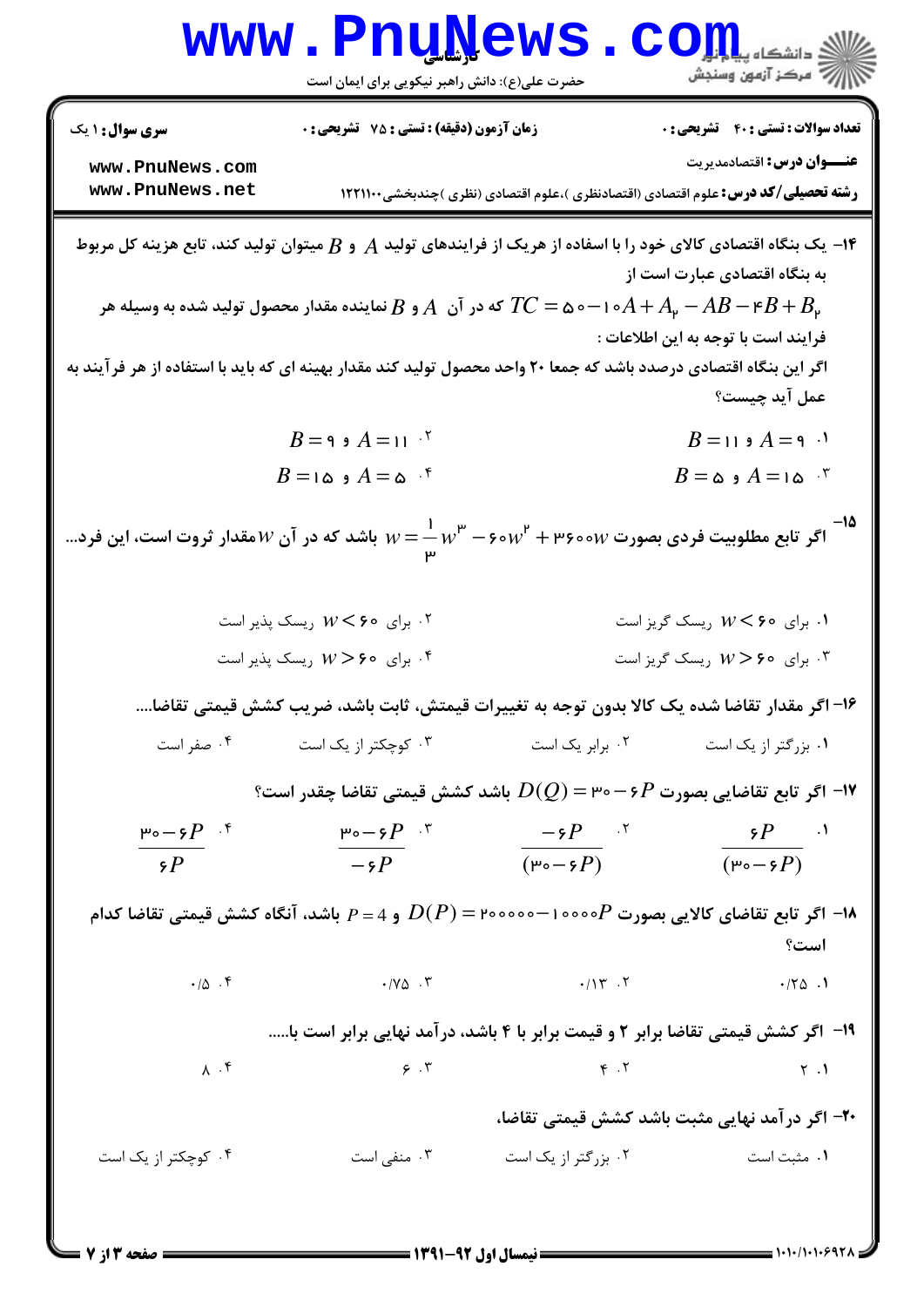**سری سوال:** ۱ یک | **زمان آزمون (دقیقه) : تستی :** ۷۵ **تشریحی :** ۰ | **تعداد سوالات : تستی :** ۴۰ **تشریحی :** ۰

**عنـــوان درس:** اقتصادمدیریت

**رشته تحصیلی/کد درس:** علوم اقتصادی (اقتصادنظری )،علوم اقتصادی (نظری )چندبخشی۱۲۲۱۱۰۰

۱۴- یک بنگاه اقتصادی کالای خود را با اسفاده از هریک از فرایندهای تولید $A$ و $B$ میتوان تولید کند، تابع هزینه کل مربوط به بنگاه اقتصادی عبارت است از

$TC = 50 - 10A + A_2 - AB - 4B + B_2$ که در آن $A$ و $B$ نماینده مقدار محصول تولید شده به وسیله هر فرایند است با توجه به این اطلاعات :

اگر این بنگاه اقتصادی درصدد باشد که جمعا ۲۰ واحد محصول تولید کند مقدار بهینه ای که باید با استفاده از هر فرآیند به عمل آید چیست؟

۱. $A = 9$ و $B = 11$

۲. $A = 11$ و $B = 9$

۳. $A = 15$ و $B = 5$

۴. $A = 5$ و $B = 15$

۱۵- اگر تابع مطلوبیت فردی بصورت $w = \frac{1}{3}w^3 - 60w^2 + 3600w$ باشد که در آن $W$ مقدار ثروت است، این فرد...

۱. برای $W < 60$ ریسک گریز است

۲. برای $W < 60$ ریسک پذیر است

۳. برای $W > 60$ ریسک گریز است

۴. برای $W > 60$ ریسک پذیر است

۱۶- اگر مقدار تقاضا شده یک کالا بدون توجه به تغییرات قیمتش، ثابت باشد، ضریب کشش قیمتی تقاضا....

۱. بزرگتر از یک است

۲. برابر یک است

۳. کوچکتر از یک است

۴. صفر است

۱۷- اگر تابع تقاضایی بصورت $D(Q) = 30 - 6P$ باشد کشش قیمتی تقاضا چقدر است؟

۱. $\frac{6P}{(30-6P)}$

۲. $\frac{-6P}{(30-6P)}$

۳. $\frac{30-6P}{-6P}$

۴. $\frac{30-6P}{6P}$

۱۸- اگر تابع تقاضای کالایی بصورت $D(P) = 200000 - 10000P$ و $P = 4$ باشد، آنگاه کشش قیمتی تقاضا کدام است؟

۱. ۰/۲۵

۲. ۰/۱۳

۳. ۰/۷۵

۴. ۰/۵

۱۹- اگر کشش قیمتی تقاضا برابر ۲ و قیمت برابر با ۴ باشد، درآمد نهایی برابر است با.....

۱. ۲

۲. ۴

۳. ۶

۴. ۸

۲۰- اگر درآمد نهایی مثبت باشد کشش قیمتی تقاضا،

۱. مثبت است

۲. بزرگتر از یک است

۳. منفی است

۴. کوچکتر از یک است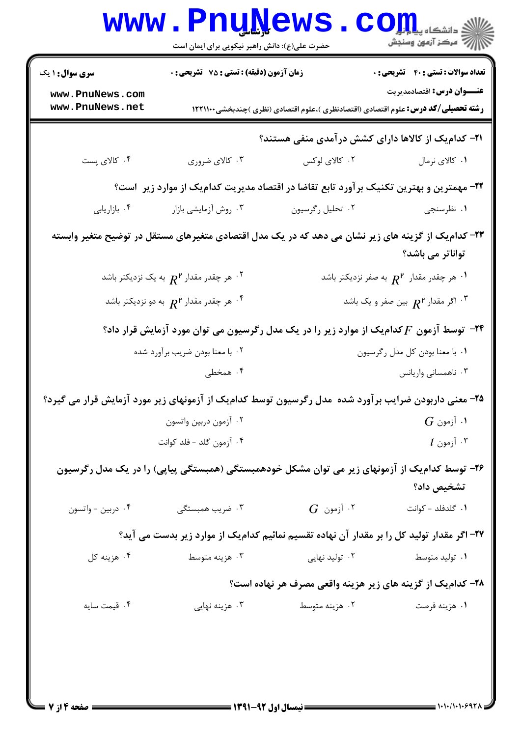۲۱- کدام‌یک از کالاها دارای کشش درآمدی منفی هستند؟

۱. کالای نرمال
۲. کالای لوکس
۳. کالای ضروری
۴. کالای پست

۲۲- مهمترین و بهترین تکنیک برآورد تابع تقاضا در اقتصاد مدیریت کدام‌یک از موارد زیر است؟

۱. نظرسنجی
۲. تحلیل رگرسیون
۳. روش آزمایشی بازار
۴. بازاریابی

۲۳- کدام‌یک از گزینه های زیر نشان می دهد که در یک مدل اقتصادی متغیرهای مستقل در توضیح متغیر وابسته تواناتر می باشد؟

۱. هر چقدر مقدار $R^2$ به صفر نزدیکتر باشد
۲. هر چقدر مقدار $R^2$ به یک نزدیکتر باشد
۳. اگر مقدار $R^2$ بین صفر و یک باشد
۴. هر چقدر مقدار $R^2$ به دو نزدیکتر باشد

۲۴- توسط آزمون $F$ کدام‌یک از موارد زیر را در یک مدل رگرسیون می توان مورد آزمایش قرار داد؟

۱. با معنا بودن کل مدل رگرسیون
۲. با معنا بودن ضریب برآورد شده
۳. ناهمسانی واریانس
۴. همخطی

۲۵- معنی داربودن ضرایب برآورد شده مدل رگرسیون توسط کدام‌یک از آزمونهای زیر مورد آزمایش قرار می گیرد؟

۱. آزمون $G$
۲. آزمون دربین واتسون
۳. آزمون $t$
۴. آزمون گلد - فلد کوانت

۲۶- توسط کدام‌یک از آزمونهای زیر می توان مشکل خودهمبستگی (همبستگی پیاپی) را در یک مدل رگرسیون تشخیص داد؟

۱. گلدفلد - کوانت
۲. آزمون $G$
۳. ضریب همبستگی
۴. دربین - واتسون

۲۷- اگر مقدار تولید کل را بر مقدار آن نهاده تقسیم نمائیم کدام‌یک از موارد زیر بدست می آید؟

۱. تولید متوسط
۲. تولید نهایی
۳. هزینه متوسط
۴. هزینه کل

۲۸- کدام‌یک از گزینه های زیر هزینه واقعی مصرف هر نهاده است؟

۱. هزینه فرصت
۲. هزینه متوسط
۳. هزینه نهایی
۴. قیمت سایه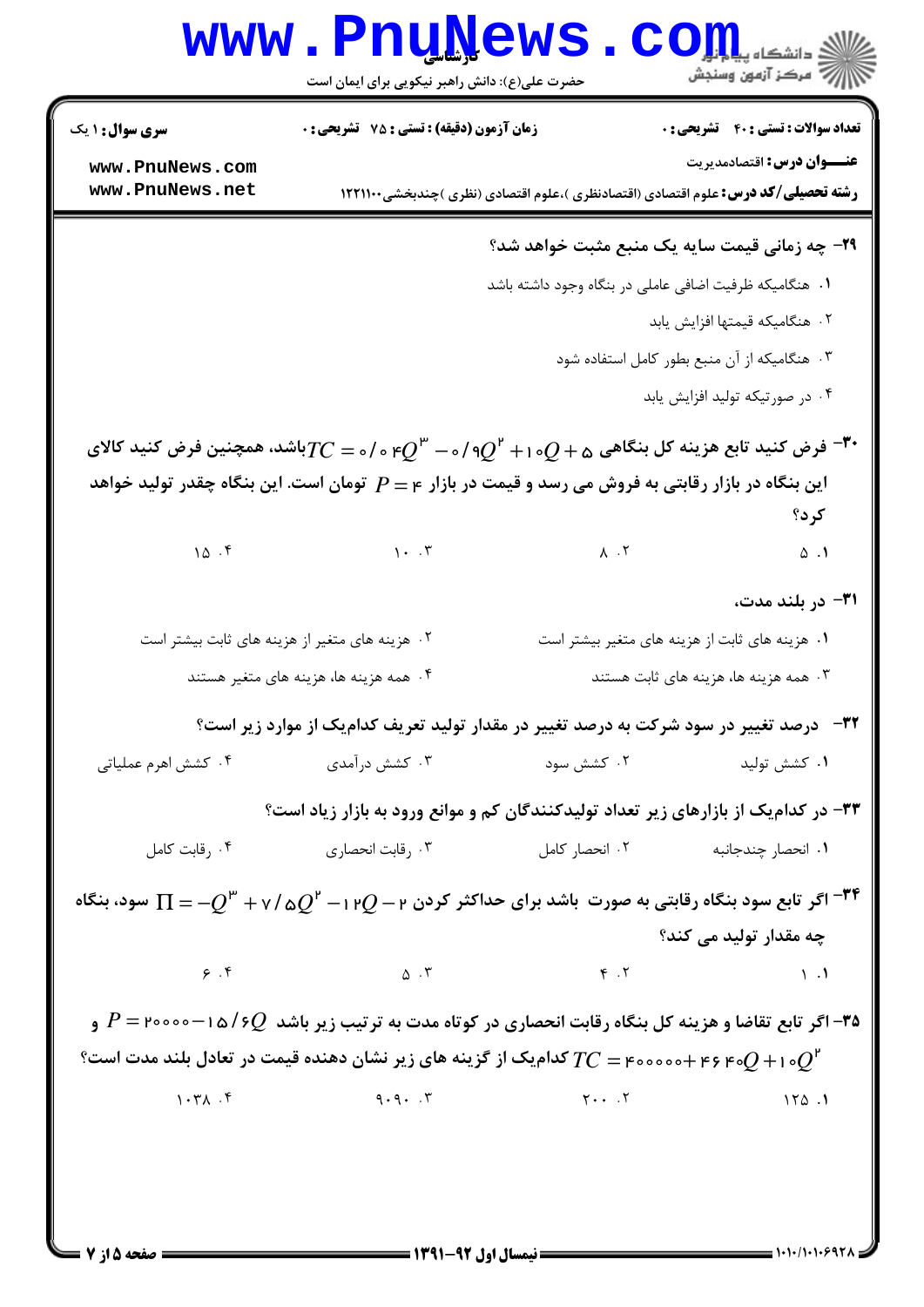۲۹- چه زمانی قیمت سایه یک منبع مثبت خواهد شد؟

۱. هنگامیکه ظرفیت اضافی عاملی در بنگاه وجود داشته باشد

۲. هنگامیکه قیمتها افزایش یابد

۳. هنگامیکه از آن منبع بطور کامل استفاده شود

۴. در صورتیکه تولید افزایش یابد

۳۰- فرض کنید تابع هزینه کل بنگاهی $TC = 0/04Q^3 - 0/9Q^2 + 10Q + 5$ باشد، همچنین فرض کنید کالای این بنگاه در بازار رقابتی به فروش می رسد و قیمت در بازار $P = 4$ تومان است. این بنگاه چقدر تولید خواهد کرد؟

۱. ۵ ۲. ۸ ۳. ۱۰ ۴. ۱۵

۳۱- در بلند مدت،

۱. هزینه های ثابت از هزینه های متغیر بیشتر است

۲. هزینه های متغیر از هزینه های ثابت بیشتر است

۳. همه هزینه ها، هزینه های ثابت هستند

۴. همه هزینه ها، هزینه های متغیر هستند

۳۲- درصد تغییر در سود شرکت به درصد تغییر در مقدار تولید تعریف کدام‌یک از موارد زیر است؟

۱. کشش تولید ۲. کشش سود ۳. کشش درآمدی ۴. کشش اهرم عملیاتی

۳۳- در کدام‌یک از بازارهای زیر تعداد تولیدکنندگان کم و موانع ورود به بازار زیاد است؟

۱. انحصار چندجانبه ۲. انحصار کامل ۳. رقابت انحصاری ۴. رقابت کامل

۳۴- اگر تابع سود بنگاه رقابتی به صورت $\Pi = -Q^3 + 7/5Q^2 - 12Q - 2$ باشد برای حداکثر کردن سود، بنگاه چه مقدار تولید می کند؟

۱. ۱ ۲. ۴ ۳. ۵ ۴. ۶

۳۵- اگر تابع تقاضا و هزینه کل بنگاه رقابت انحصاری در کوتاه مدت به ترتیب زیر باشد $P = 20000 - 15/6Q$ و $TC = 4000000 + 4640Q + 10Q^2$ کدام‌یک از گزینه های زیر نشان دهنده قیمت در تعادل بلند مدت است؟

۱. ۱۲۵ ۲. ۲۰۰ ۳. ۹۰۹۰ ۴. ۱۰۳۸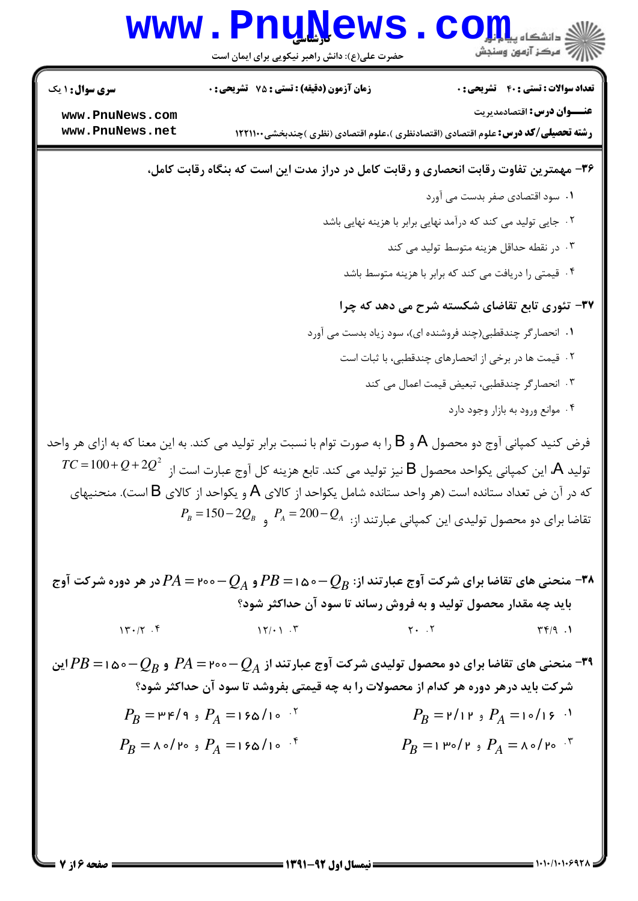۳۶- مهمترین تفاوت رقابت انحصاری و رقابت کامل در دراز مدت این است که بنگاه رقابت کامل،

۱. سود اقتصادی صفر بدست می آورد

۲. جایی تولید می کند که درآمد نهایی برابر با هزینه نهایی باشد

۳. در نقطه حداقل هزینه متوسط تولید می کند

۴. قیمتی را دریافت می کند که برابر با هزینه متوسط باشد

۳۷- تئوری تابع تقاضای شکسته شرح می دهد که چرا

۱. انحصارگر چندقطبی(چند فروشنده ای)، سود زیاد بدست می آورد

۲. قیمت ها در برخی از انحصارهای چندقطبی، با ثبات است

۳. انحصارگر چندقطبی، تبعیض قیمت اعمال می کند

۴. موانع ورود به بازار وجود دارد

فرض کنید کمپانی آوج دو محصول A و B را به صورت توام با نسبت برابر تولید می کند. به این معنا که به ازای هر واحد تولید A، این کمپانی یکواحد محصول B نیز تولید می کند. تابع هزینه کل آوج عبارت است از $TC = 100 + Q + 2Q^2$ که در آن ض تعداد ستانده است (هر واحد ستانده شامل یکواحد از کالای A و یکواحد از کالای B است). منحنیهای تقاضا برای دو محصول تولیدی این کمپانی عبارتند از: $P_A = 200 - Q_A$ و $P_B = 150 - 2Q_B$

۳۸- منحنی های تقاضا برای شرکت آوج عبارتند از: $PB = 150 - Q_B$ و $PA = 200 - Q_A$ در هر دوره شرکت آوج باید چه مقدار محصول تولید و به فروش رساند تا سود آن حداکثر شود؟

۱. ۳۴/۹ ۲. ۲۰ ۳. ۱۲/۰۱ ۴. ۱۳۰/۲

۳۹- منحنی های تقاضا برای دو محصول تولیدی شرکت آوج عبارتند از $PA = 200 - Q_A$ و $PB = 150 - Q_B$ این شرکت باید درهر دوره هر کدام از محصولات را به چه قیمتی بفروشد تا سود آن حداکثر شود؟

۱. $P_A = 10/16$ و $P_B = 2/12$

۲. $P_A = 165/10$ و $P_B = 34/9$

۳. $P_A = 80/20$ و $P_B = 130/2$

۴. $P_A = 165/10$ و $P_B = 80/20$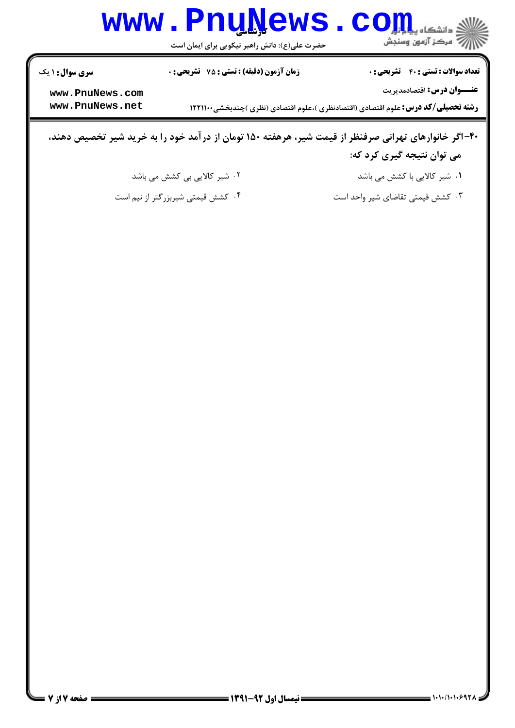**۴۰-اگر خانوارهای تهرانی صرفنظر از قیمت شیر، هرهفته ۱۵۰ تومان از درآمد خود را به خرید شیر تخصیص دهند، می توان نتیجه گیری کرد که:**

۱. شیر کالایی با کشش می باشد

۲. شیر کالایی بی کشش می باشد

۳. کشش قیمتی تقاضای شیر واحد است

۴. کشش قیمتی شیربزرگتر از نیم است